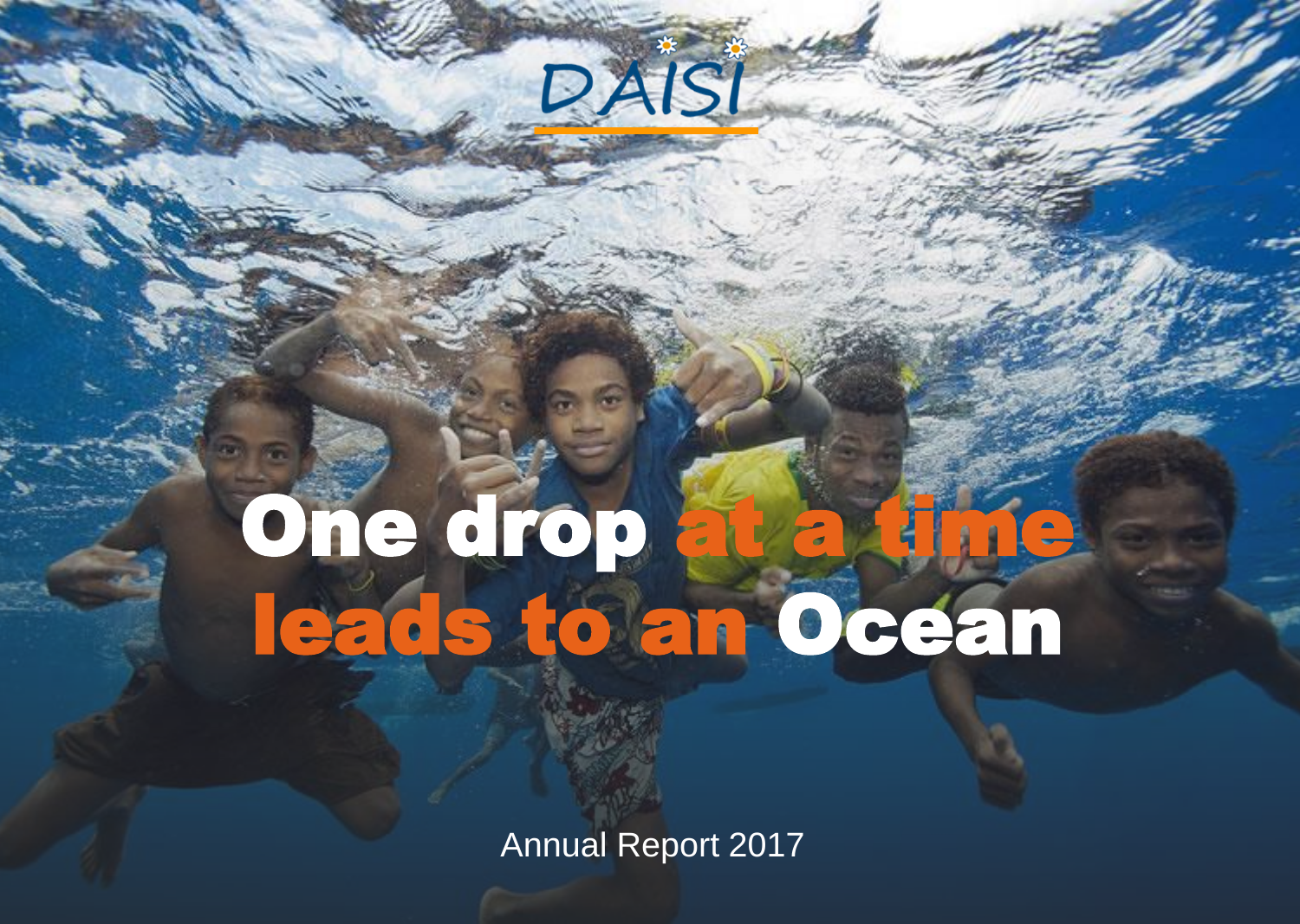DAISI

# One drop at a time leads to an Ocean

Annual Report 2017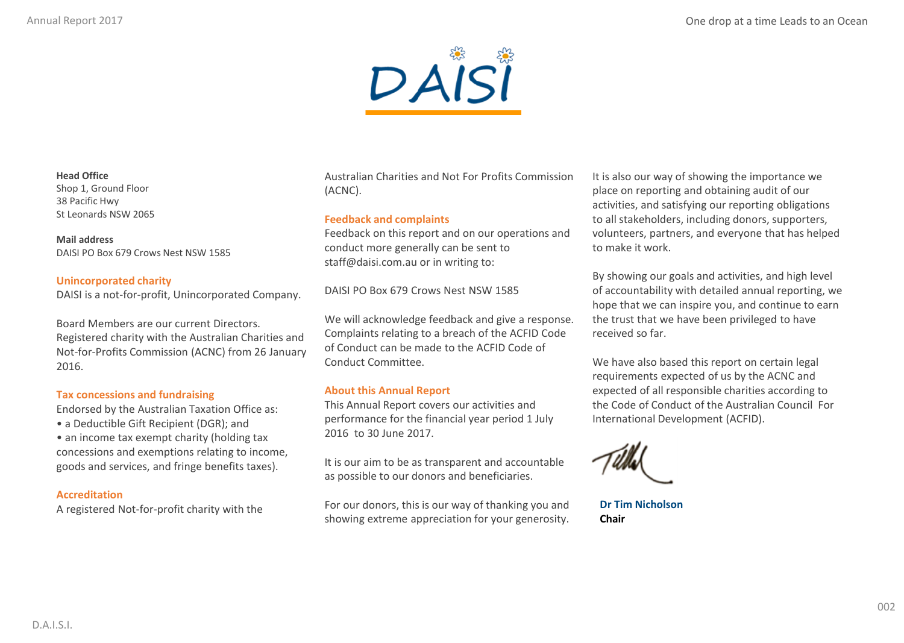DAISI

**Head Office**
Shop 1, Ground Floor
38 Pacific Hwy
St Leonards NSW 2065

**Mail address**
DAISI PO Box 679 Crows Nest NSW 1585

## Unincorporated charity

DAISI is a not-for-profit, Unincorporated Company.

Board Members are our current Directors. Registered charity with the Australian Charities and Not-for-Profits Commission (ACNC) from 26 January 2016.

## Tax concessions and fundraising

Endorsed by the Australian Taxation Office as:

- a Deductible Gift Recipient (DGR); and
- an income tax exempt charity (holding tax concessions and exemptions relating to income, goods and services, and fringe benefits taxes).

## Accreditation

A registered Not-for-profit charity with the Australian Charities and Not For Profits Commission (ACNC).

## Feedback and complaints

Feedback on this report and on our operations and conduct more generally can be sent to staff@daisi.com.au or in writing to:

DAISI PO Box 679 Crows Nest NSW 1585

We will acknowledge feedback and give a response. Complaints relating to a breach of the ACFID Code of Conduct can be made to the ACFID Code of Conduct Committee.

## About this Annual Report

This Annual Report covers our activities and performance for the financial year period 1 July 2016 to 30 June 2017.

It is our aim to be as transparent and accountable as possible to our donors and beneficiaries.

For our donors, this is our way of thanking you and showing extreme appreciation for your generosity.

It is also our way of showing the importance we place on reporting and obtaining audit of our activities, and satisfying our reporting obligations to all stakeholders, including donors, supporters, volunteers, partners, and everyone that has helped to make it work.

By showing our goals and activities, and high level of accountability with detailed annual reporting, we hope that we can inspire you, and continue to earn the trust that we have been privileged to have received so far.

We have also based this report on certain legal requirements expected of us by the ACNC and expected of all responsible charities according to the Code of Conduct of the Australian Council For International Development (ACFID).

**Dr Tim Nicholson**
**Chair**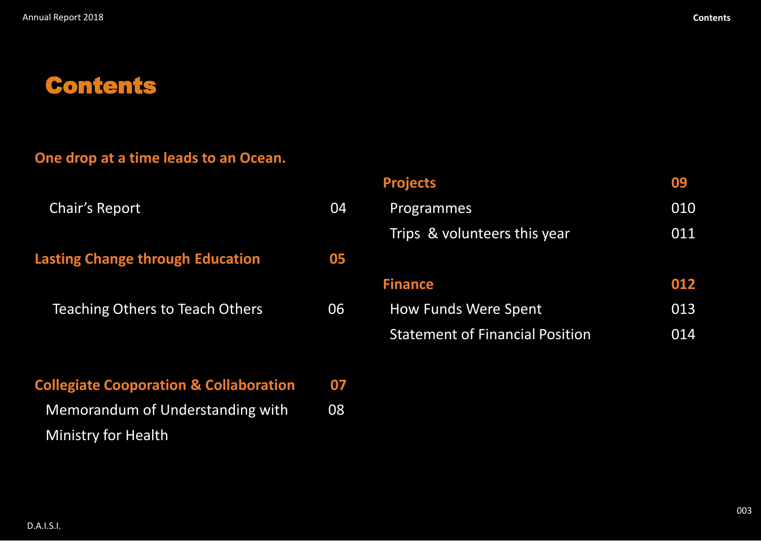# Contents

**One drop at a time leads to an Ocean.**

Chair's Report 04

**Lasting Change through Education 05**

Teaching Others to Teach Others 06

**Collegiate Cooperation & Collaboration 07**

Memorandum of Understanding with Ministry for Health 08

**Projects 09**

Programmes 010

Trips & volunteers this year 011

**Finance 012**

How Funds Were Spent 013

Statement of Financial Position 014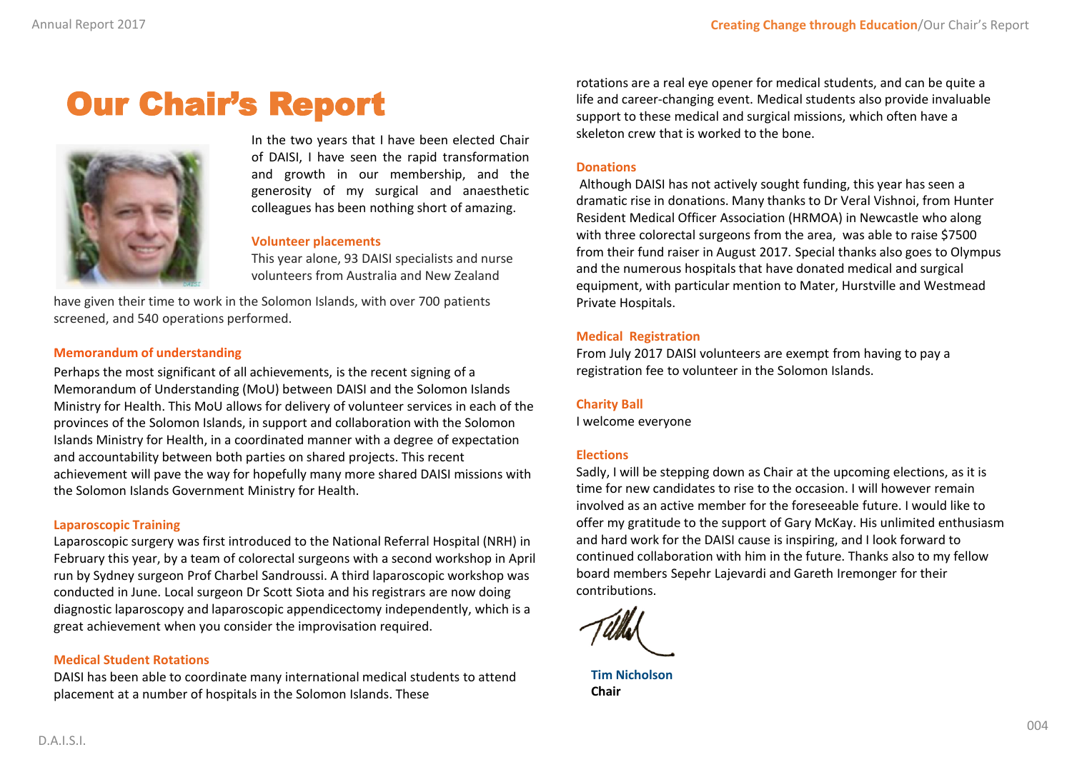# Our Chair's Report

In the two years that I have been elected Chair of DAISI, I have seen the rapid transformation and growth in our membership, and the generosity of my surgical and anaesthetic colleagues has been nothing short of amazing.

### Volunteer placements

This year alone, 93 DAISI specialists and nurse volunteers from Australia and New Zealand have given their time to work in the Solomon Islands, with over 700 patients screened, and 540 operations performed.

### Memorandum of understanding

Perhaps the most significant of all achievements, is the recent signing of a Memorandum of Understanding (MoU) between DAISI and the Solomon Islands Ministry for Health. This MoU allows for delivery of volunteer services in each of the provinces of the Solomon Islands, in support and collaboration with the Solomon Islands Ministry for Health, in a coordinated manner with a degree of expectation and accountability between both parties on shared projects. This recent achievement will pave the way for hopefully many more shared DAISI missions with the Solomon Islands Government Ministry for Health.

### Laparoscopic Training

Laparoscopic surgery was first introduced to the National Referral Hospital (NRH) in February this year, by a team of colorectal surgeons with a second workshop in April run by Sydney surgeon Prof Charbel Sandroussi. A third laparoscopic workshop was conducted in June. Local surgeon Dr Scott Siota and his registrars are now doing diagnostic laparoscopy and laparoscopic appendicectomy independently, which is a great achievement when you consider the improvisation required.

### Medical Student Rotations

DAISI has been able to coordinate many international medical students to attend placement at a number of hospitals in the Solomon Islands. These rotations are a real eye opener for medical students, and can be quite a life and career-changing event. Medical students also provide invaluable support to these medical and surgical missions, which often have a skeleton crew that is worked to the bone.

### Donations

Although DAISI has not actively sought funding, this year has seen a dramatic rise in donations. Many thanks to Dr Veral Vishnoi, from Hunter Resident Medical Officer Association (HRMOA) in Newcastle who along with three colorectal surgeons from the area, was able to raise $7500 from their fund raiser in August 2017. Special thanks also goes to Olympus and the numerous hospitals that have donated medical and surgical equipment, with particular mention to Mater, Hurstville and Westmead Private Hospitals.

### Medical Registration

From July 2017 DAISI volunteers are exempt from having to pay a registration fee to volunteer in the Solomon Islands.

### Charity Ball

I welcome everyone

### Elections

Sadly, I will be stepping down as Chair at the upcoming elections, as it is time for new candidates to rise to the occasion. I will however remain involved as an active member for the foreseeable future. I would like to offer my gratitude to the support of Gary McKay. His unlimited enthusiasm and hard work for the DAISI cause is inspiring, and I look forward to continued collaboration with him in the future. Thanks also to my fellow board members Sepehr Lajevardi and Gareth Iremonger for their contributions.

**Tim Nicholson**
**Chair**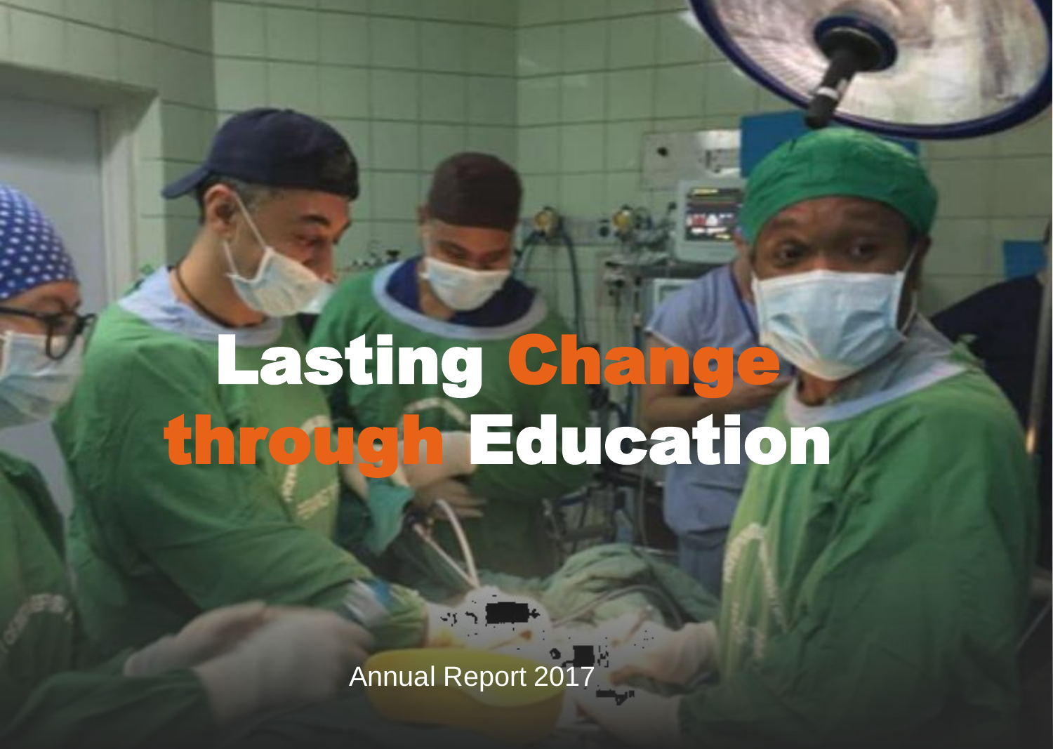# Lasting Change through Education

Annual Report 2017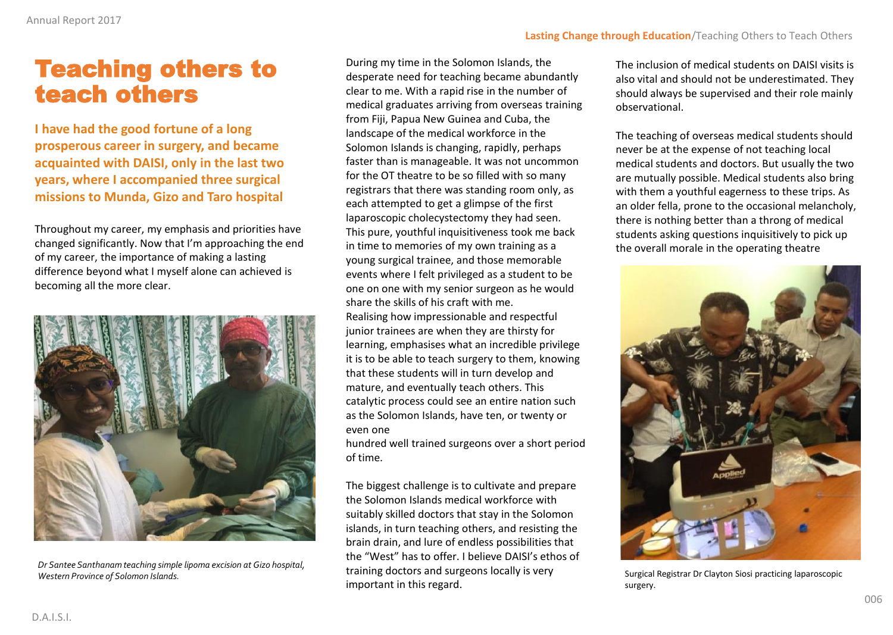# Teaching others to teach others

**I have had the good fortune of a long prosperous career in surgery, and became acquainted with DAISI, only in the last two years, where I accompanied three surgical missions to Munda, Gizo and Taro hospital**

Throughout my career, my emphasis and priorities have changed significantly. Now that I'm approaching the end of my career, the importance of making a lasting difference beyond what I myself alone can achieved is becoming all the more clear.

*Dr Santee Santhanam teaching simple lipoma excision at Gizo hospital, Western Province of Solomon Islands.*

During my time in the Solomon Islands, the desperate need for teaching became abundantly clear to me. With a rapid rise in the number of medical graduates arriving from overseas training from Fiji, Papua New Guinea and Cuba, the landscape of the medical workforce in the Solomon Islands is changing, rapidly, perhaps faster than is manageable. It was not uncommon for the OT theatre to be so filled with so many registrars that there was standing room only, as each attempted to get a glimpse of the first laparoscopic cholecystectomy they had seen. This pure, youthful inquisitiveness took me back in time to memories of my own training as a young surgical trainee, and those memorable events where I felt privileged as a student to be one on one with my senior surgeon as he would share the skills of his craft with me.

Realising how impressionable and respectful junior trainees are when they are thirsty for learning, emphasises what an incredible privilege it is to be able to teach surgery to them, knowing that these students will in turn develop and mature, and eventually teach others. This catalytic process could see an entire nation such as the Solomon Islands, have ten, or twenty or even one hundred well trained surgeons over a short period of time.

The biggest challenge is to cultivate and prepare the Solomon Islands medical workforce with suitably skilled doctors that stay in the Solomon islands, in turn teaching others, and resisting the brain drain, and lure of endless possibilities that the "West" has to offer. I believe DAISI's ethos of training doctors and surgeons locally is very important in this regard.

The inclusion of medical students on DAISI visits is also vital and should not be underestimated. They should always be supervised and their role mainly observational.

The teaching of overseas medical students should never be at the expense of not teaching local medical students and doctors. But usually the two are mutually possible. Medical students also bring with them a youthful eagerness to these trips. As an older fella, prone to the occasional melancholy, there is nothing better than a throng of medical students asking questions inquisitively to pick up the overall morale in the operating theatre

Surgical Registrar Dr Clayton Siosi practicing laparoscopic surgery.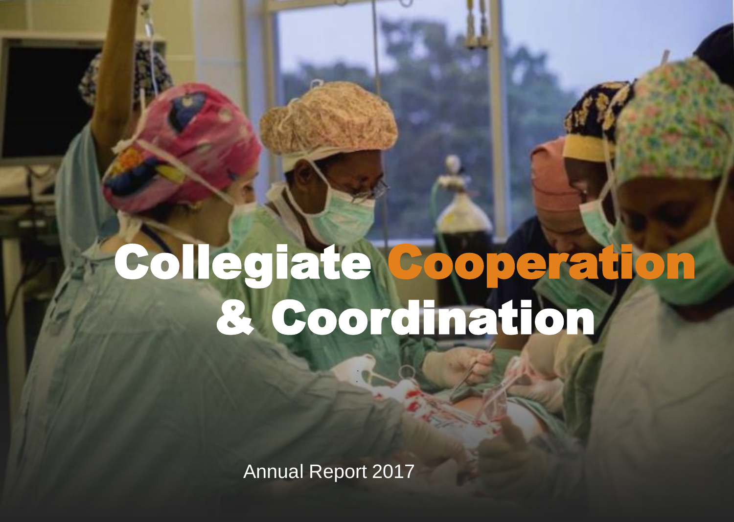# Collegiate Cooperation & Coordination

Annual Report 2017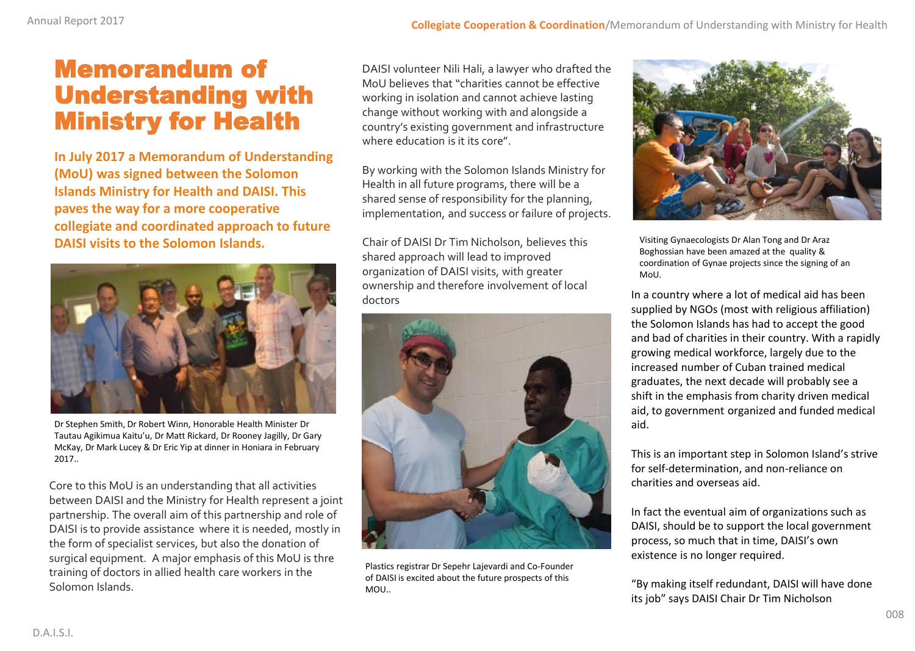# Memorandum of Understanding with Ministry for Health

**In July 2017 a Memorandum of Understanding (MoU) was signed between the Solomon Islands Ministry for Health and DAISI. This paves the way for a more cooperative collegiate and coordinated approach to future DAISI visits to the Solomon Islands.**

Dr Stephen Smith, Dr Robert Winn, Honorable Health Minister Dr Tautau Agikimua Kaitu'u, Dr Matt Rickard, Dr Rooney Jagilly, Dr Gary McKay, Dr Mark Lucey & Dr Eric Yip at dinner in Honiara in February 2017..

Core to this MoU is an understanding that all activities between DAISI and the Ministry for Health represent a joint partnership. The overall aim of this partnership and role of DAISI is to provide assistance where it is needed, mostly in the form of specialist services, but also the donation of surgical equipment. A major emphasis of this MoU is thre training of doctors in allied health care workers in the Solomon Islands.

DAISI volunteer Nili Hali, a lawyer who drafted the MoU believes that "charities cannot be effective working in isolation and cannot achieve lasting change without working with and alongside a country's existing government and infrastructure where education is it its core".

By working with the Solomon Islands Ministry for Health in all future programs, there will be a shared sense of responsibility for the planning, implementation, and success or failure of projects.

Chair of DAISI Dr Tim Nicholson, believes this shared approach will lead to improved organization of DAISI visits, with greater ownership and therefore involvement of local doctors

Plastics registrar Dr Sepehr Lajevardi and Co-Founder of DAISI is excited about the future prospects of this MOU..

Visiting Gynaecologists Dr Alan Tong and Dr Araz Boghossian have been amazed at the quality & coordination of Gynae projects since the signing of an MoU.

In a country where a lot of medical aid has been supplied by NGOs (most with religious affiliation) the Solomon Islands has had to accept the good and bad of charities in their country. With a rapidly growing medical workforce, largely due to the increased number of Cuban trained medical graduates, the next decade will probably see a shift in the emphasis from charity driven medical aid, to government organized and funded medical aid.

This is an important step in Solomon Island's strive for self-determination, and non-reliance on charities and overseas aid.

In fact the eventual aim of organizations such as DAISI, should be to support the local government process, so much that in time, DAISI's own existence is no longer required.

"By making itself redundant, DAISI will have done its job" says DAISI Chair Dr Tim Nicholson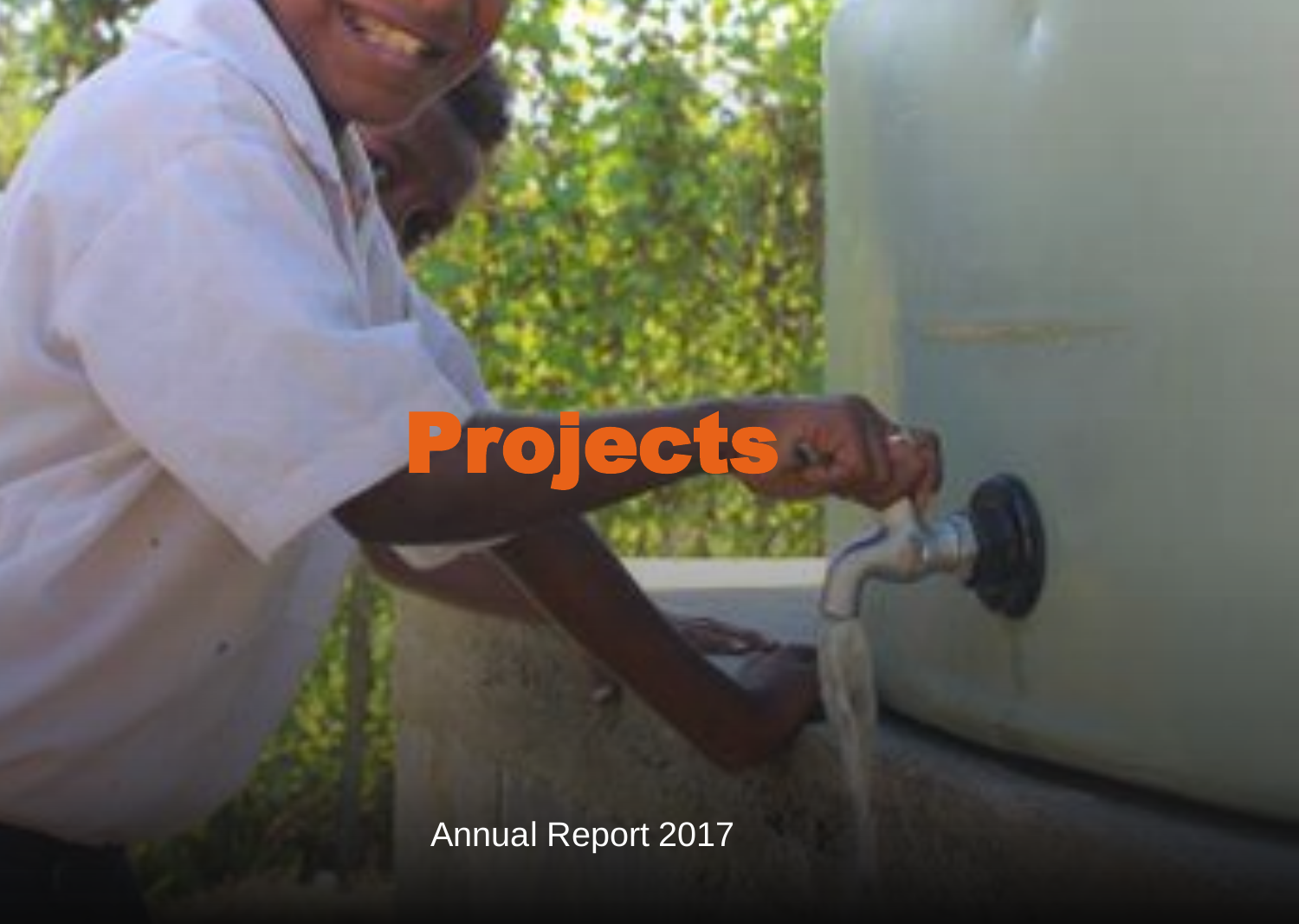# Projects

Annual Report 2017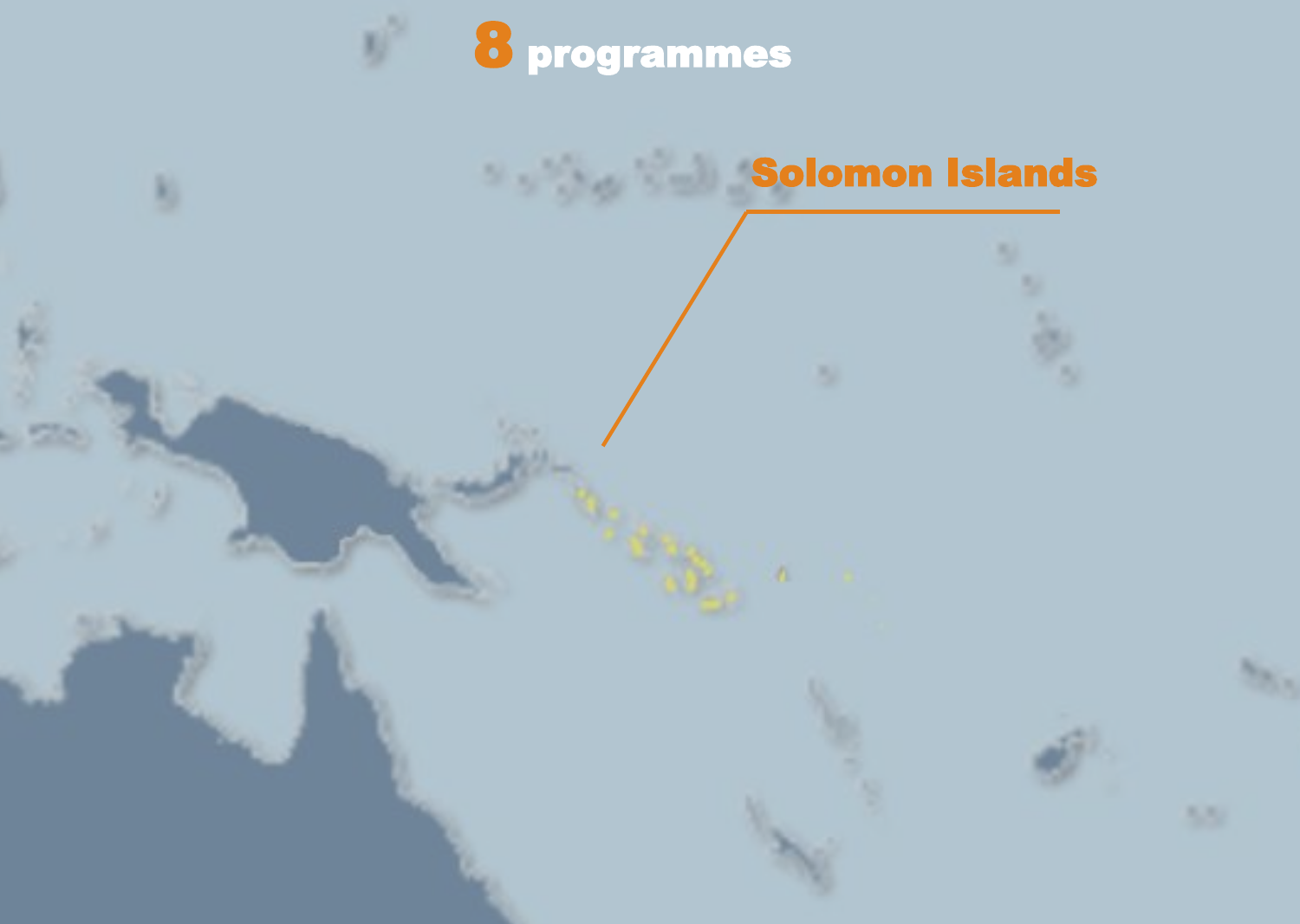**8 programmes**

**Solomon Islands**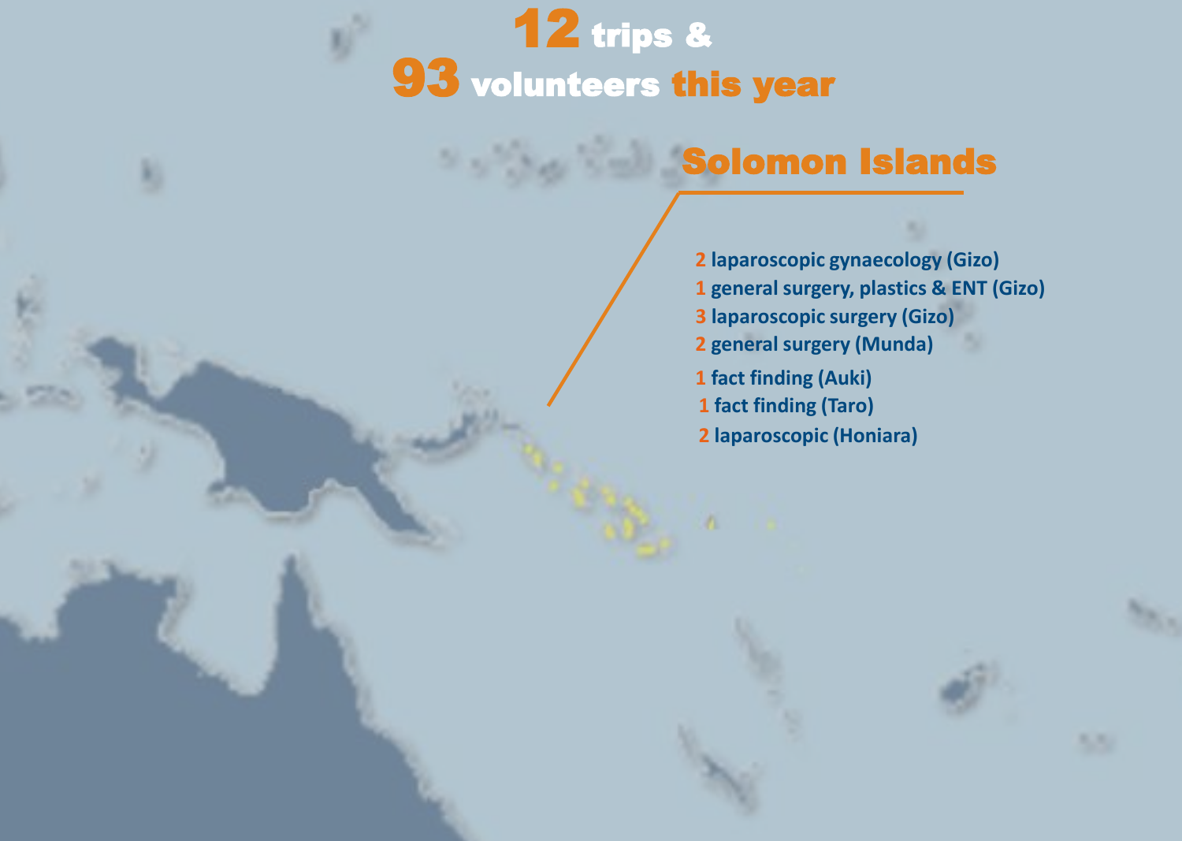# 12 trips & 93 volunteers this year

## Solomon Islands

- 2 laparoscopic gynaecology (Gizo)
- 1 general surgery, plastics & ENT (Gizo)
- 3 laparoscopic surgery (Gizo)
- 2 general surgery (Munda)
- 1 fact finding (Auki)
- 1 fact finding (Taro)
- 2 laparoscopic (Honiara)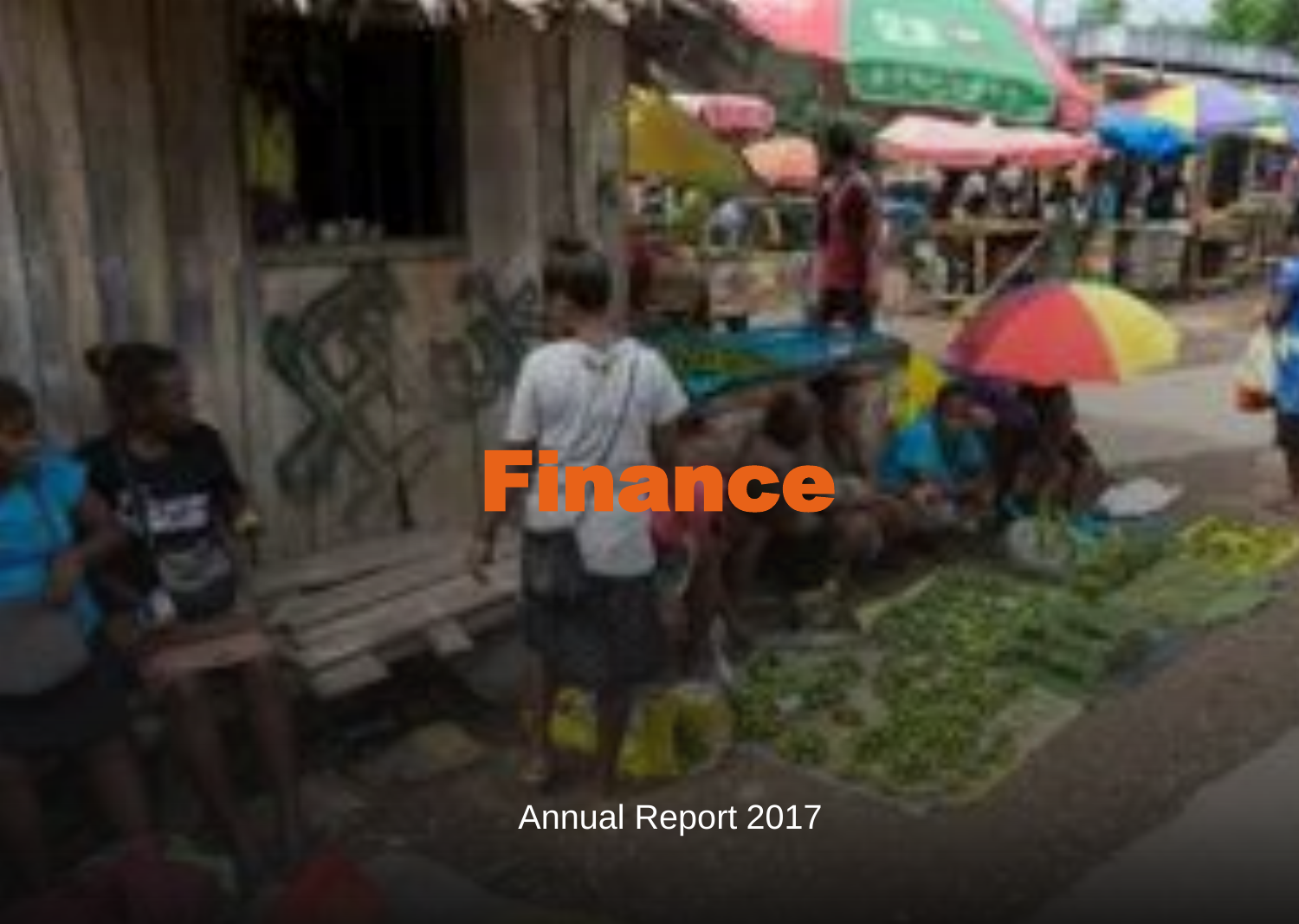# Finance

Annual Report 2017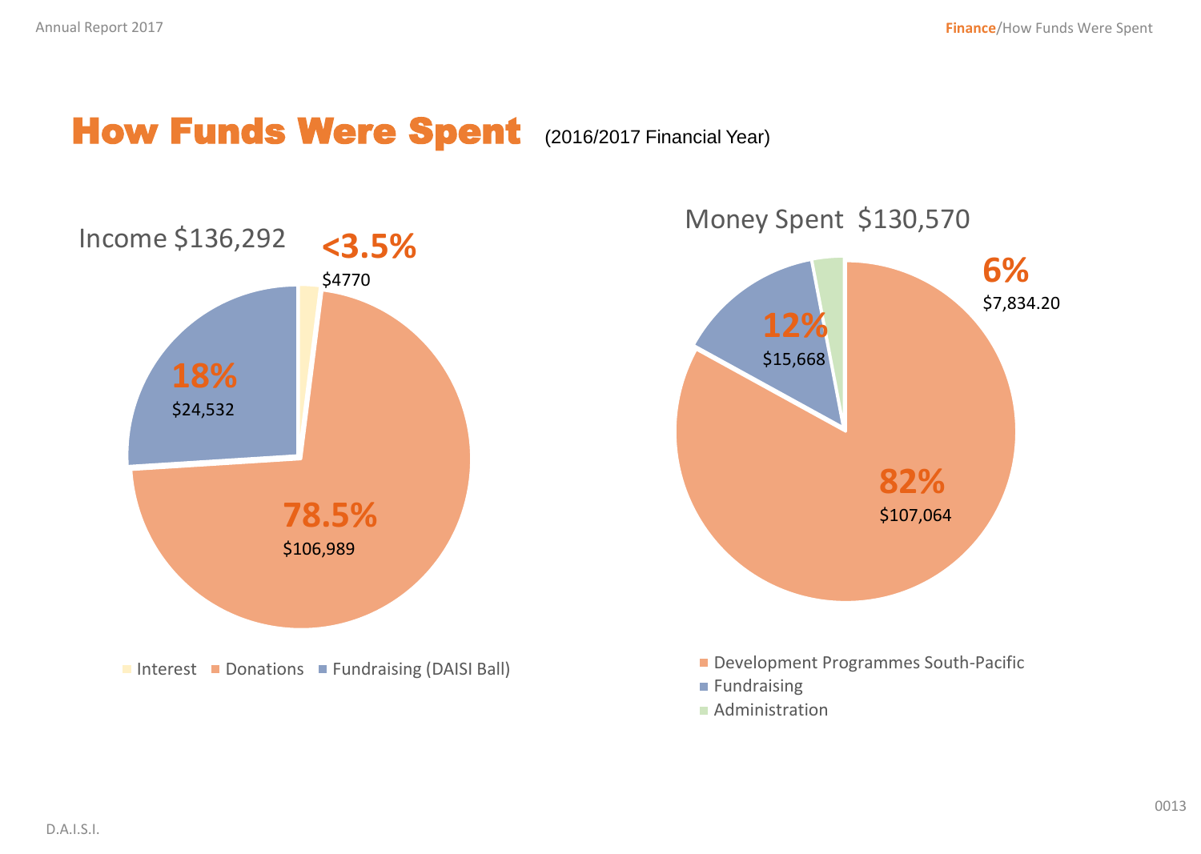# How Funds Were Spent (2016/2017 Financial Year)

Income $136,292

| Category | Percentage | Amount |
|---|---|---|
| Interest | <3.5% | $4770 |
| Donations | 78.5% | $106,989 |
| Fundraising (DAISI Ball) | 18% | $24,532 |

Money Spent $130,570

| Category | Percentage | Amount |
|---|---|---|
| Development Programmes South-Pacific | 82% | $107,064 |
| Fundraising | 12% | $15,668 |
| Administration | 6% | $7,834.20 |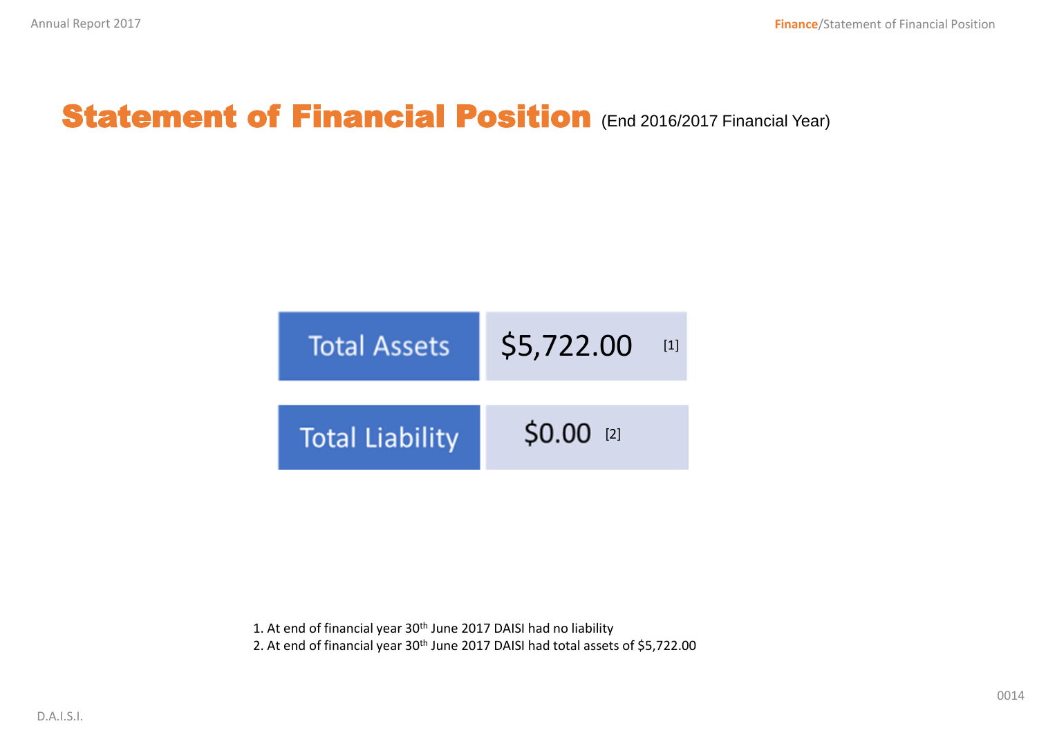# Statement of Financial Position (End 2016/2017 Financial Year)

| | |
|---|---|
| Total Assets | $5,722.00 [1] |
| Total Liability | $0.00 [2] |

1. At end of financial year 30th June 2017 DAISI had no liability
2. At end of financial year 30th June 2017 DAISI had total assets of $5,722.00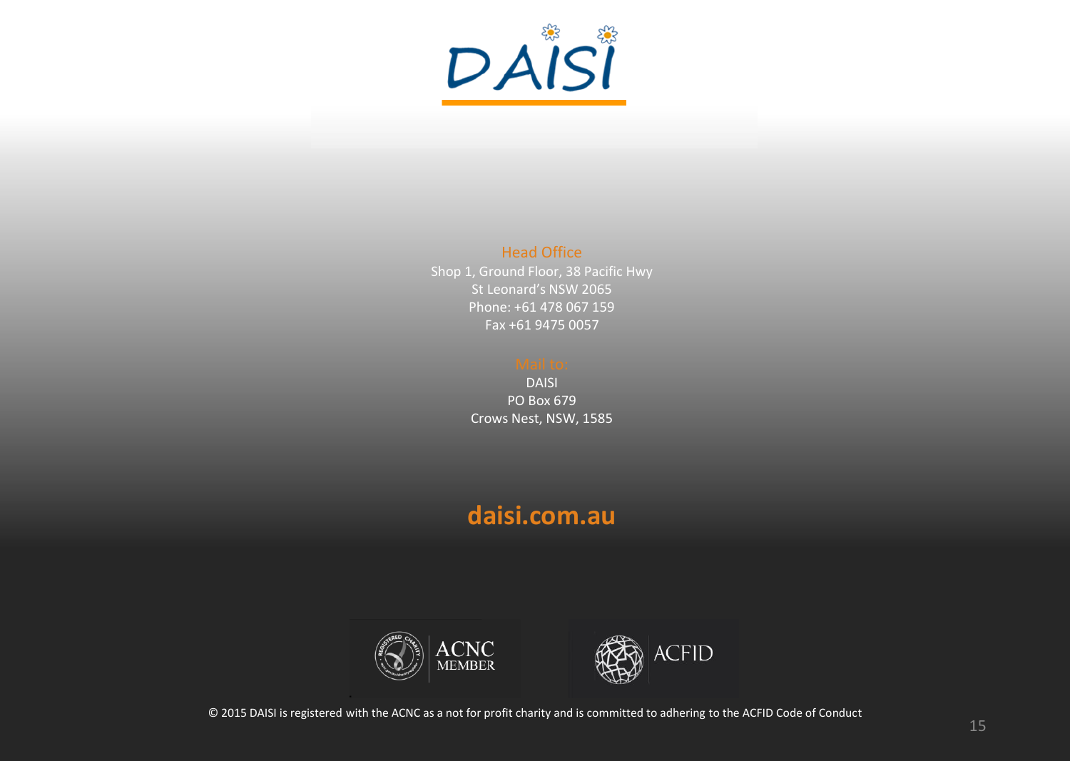DAISI

**Head Office**

Shop 1, Ground Floor, 38 Pacific Hwy
St Leonard's NSW 2065
Phone: +61 478 067 159
Fax +61 9475 0057

**Mail to:**

DAISI
PO Box 679
Crows Nest, NSW, 1585

**daisi.com.au**

ACNC MEMBER

ACFID

© 2015 DAISI is registered with the ACNC as a not for profit charity and is committed to adhering to the ACFID Code of Conduct